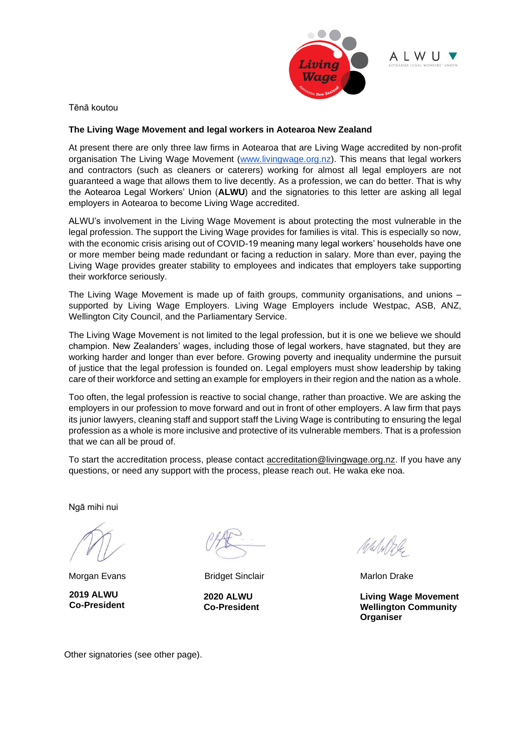Tēnā koutou

**The Living Wage Movement and legal workers in Aotearoa New Zealand**

At present there are only three law firms in Aotearoa that are Living Wage accredited by non-profit organisation The Living Wage Movement (www.livingwage.org.nz). This means that legal workers and contractors (such as cleaners or caterers) working for almost all legal employers are not guaranteed a wage that allows them to live decently. As a profession, we can do better. That is why the Aotearoa Legal Workers' Union (**ALWU**) and the signatories to this letter are asking all legal employers in Aotearoa to become Living Wage accredited.

ALWU's involvement in the Living Wage Movement is about protecting the most vulnerable in the legal profession. The support the Living Wage provides for families is vital. This is especially so now, with the economic crisis arising out of COVID-19 meaning many legal workers' households have one or more member being made redundant or facing a reduction in salary. More than ever, paying the Living Wage provides greater stability to employees and indicates that employers take supporting their workforce seriously.

The Living Wage Movement is made up of faith groups, community organisations, and unions – supported by Living Wage Employers. Living Wage Employers include Westpac, ASB, ANZ, Wellington City Council, and the Parliamentary Service.

The Living Wage Movement is not limited to the legal profession, but it is one we believe we should champion. New Zealanders' wages, including those of legal workers, have stagnated, but they are working harder and longer than ever before. Growing poverty and inequality undermine the pursuit of justice that the legal profession is founded on. Legal employers must show leadership by taking care of their workforce and setting an example for employers in their region and the nation as a whole.

Too often, the legal profession is reactive to social change, rather than proactive. We are asking the employers in our profession to move forward and out in front of other employers. A law firm that pays its junior lawyers, cleaning staff and support staff the Living Wage is contributing to ensuring the legal profession as a whole is more inclusive and protective of its vulnerable members. That is a profession that we can all be proud of.

To start the accreditation process, please contact accreditation@livingwage.org.nz. If you have any questions, or need any support with the process, please reach out. He waka eke noa.

Ngā mihi nui

Morgan Evans
**2019 ALWU Co-President**

Bridget Sinclair
**2020 ALWU Co-President**

Marlon Drake
**Living Wage Movement Wellington Community Organiser**

Other signatories (see other page).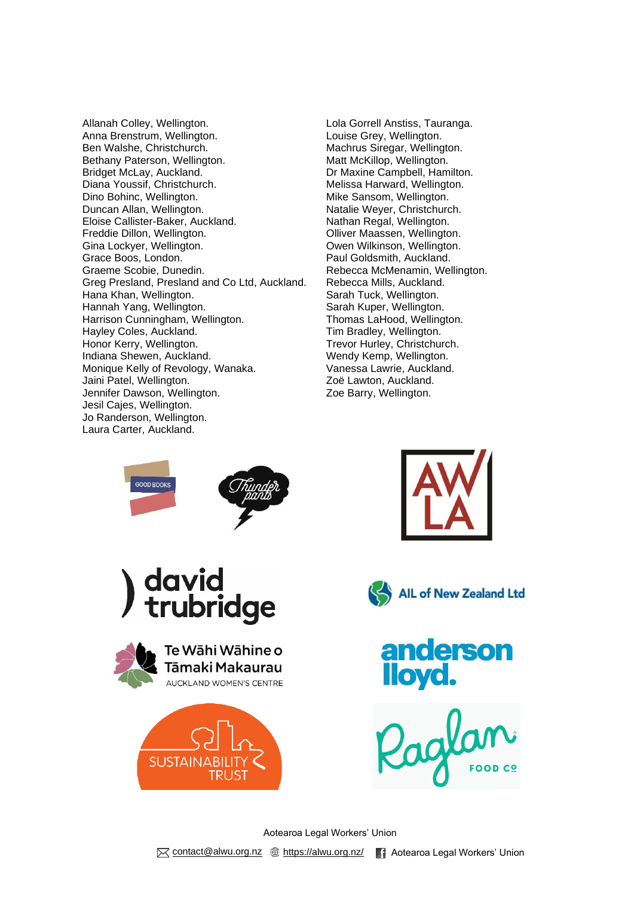Allanah Colley, Wellington.
Anna Brenstrum, Wellington.
Ben Walshe, Christchurch.
Bethany Paterson, Wellington.
Bridget McLay, Auckland.
Diana Youssif, Christchurch.
Dino Bohinc, Wellington.
Duncan Allan, Wellington.
Eloise Callister-Baker, Auckland.
Freddie Dillon, Wellington.
Gina Lockyer, Wellington.
Grace Boos, London.
Graeme Scobie, Dunedin.
Greg Presland, Presland and Co Ltd, Auckland.
Hana Khan, Wellington.
Hannah Yang, Wellington.
Harrison Cunningham, Wellington.
Hayley Coles, Auckland.
Honor Kerry, Wellington.
Indiana Shewen, Auckland.
Monique Kelly of Revology, Wanaka.
Jaini Patel, Wellington.
Jennifer Dawson, Wellington.
Jesil Cajes, Wellington.
Jo Randerson, Wellington.
Laura Carter, Auckland.
Lola Gorrell Anstiss, Tauranga.
Louise Grey, Wellington.
Machrus Siregar, Wellington.
Matt McKillop, Wellington.
Dr Maxine Campbell, Hamilton.
Melissa Harward, Wellington.
Mike Sansom, Wellington.
Natalie Weyer, Christchurch.
Nathan Regal, Wellington.
Olliver Maassen, Wellington.
Owen Wilkinson, Wellington.
Paul Goldsmith, Auckland.
Rebecca McMenamin, Wellington.
Rebecca Mills, Auckland.
Sarah Tuck, Wellington.
Sarah Kuper, Wellington.
Thomas LaHood, Wellington.
Tim Bradley, Wellington.
Trevor Hurley, Christchurch.
Wendy Kemp, Wellington.
Vanessa Lawrie, Auckland.
Zoë Lawton, Auckland.
Zoe Barry, Wellington.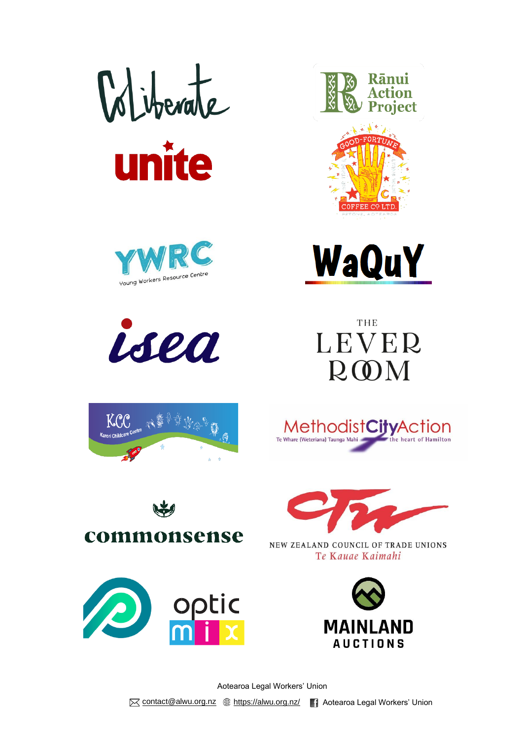Coliberate

Rānui Action Project

unite

GOOD-FORTUNE COFFEE Co LTD.

YWRC Young Workers Resource Centre

WaQuY

isea

THE LEVER ROOM

KCC Karori Childcare Centre

MethodistCityAction

Te Whare (Weteriana) Taunga Mahi the heart of Hamilton

commonsense

NEW ZEALAND COUNCIL OF TRADE UNIONS

Te Kauae Kaimahi

optic mix

MAINLAND AUCTIONS

Aotearoa Legal Workers' Union

contact@alwu.org.nz https://alwu.org.nz/ Aotearoa Legal Workers' Union